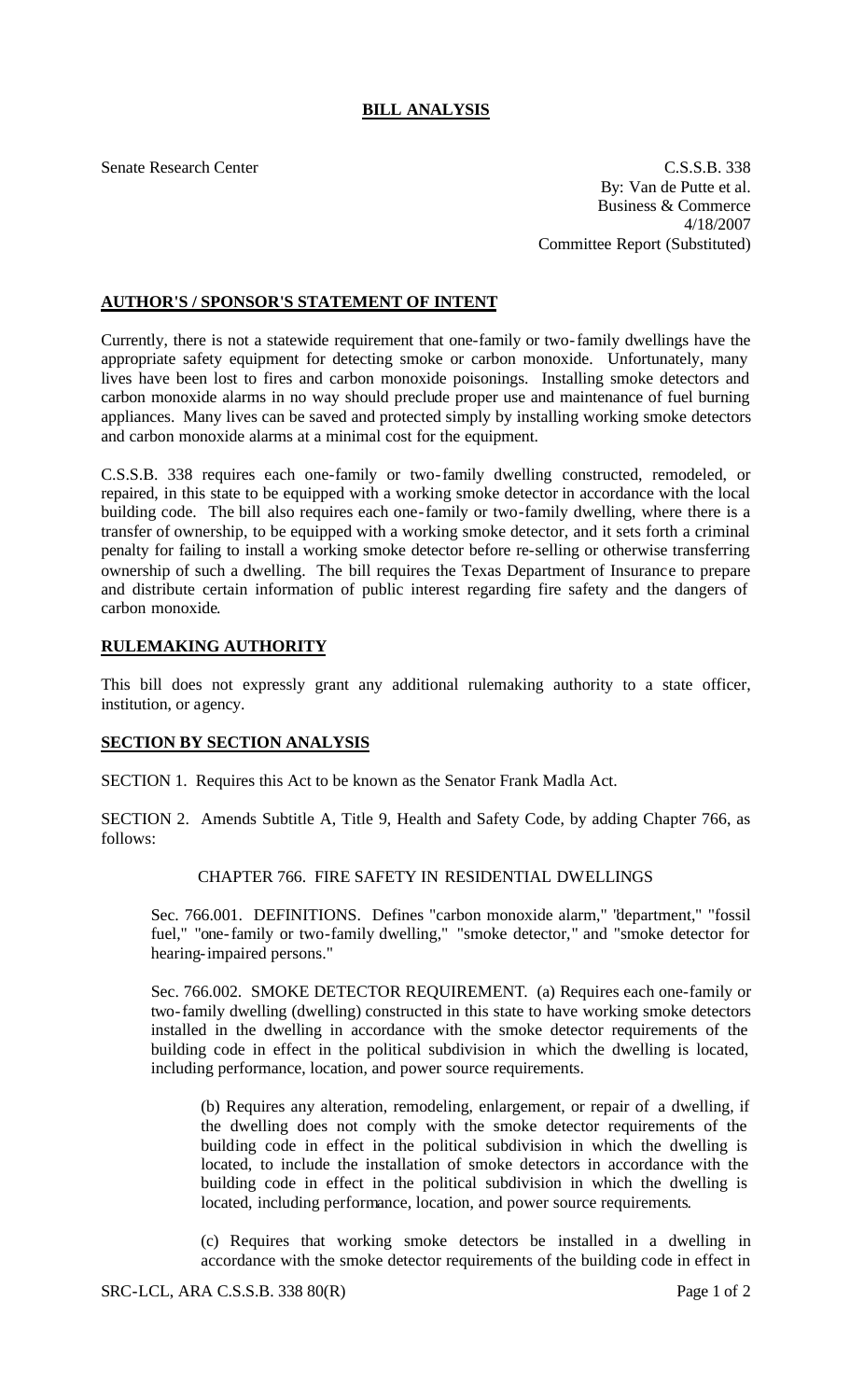## BILL ANALYSIS

Senate Research Center

C.S.S.B. 338
By: Van de Putte et al.
Business & Commerce
4/18/2007
Committee Report (Substituted)

### AUTHOR'S / SPONSOR'S STATEMENT OF INTENT

Currently, there is not a statewide requirement that one-family or two-family dwellings have the appropriate safety equipment for detecting smoke or carbon monoxide. Unfortunately, many lives have been lost to fires and carbon monoxide poisonings. Installing smoke detectors and carbon monoxide alarms in no way should preclude proper use and maintenance of fuel burning appliances. Many lives can be saved and protected simply by installing working smoke detectors and carbon monoxide alarms at a minimal cost for the equipment.

C.S.S.B. 338 requires each one-family or two-family dwelling constructed, remodeled, or repaired, in this state to be equipped with a working smoke detector in accordance with the local building code. The bill also requires each one-family or two-family dwelling, where there is a transfer of ownership, to be equipped with a working smoke detector, and it sets forth a criminal penalty for failing to install a working smoke detector before re-selling or otherwise transferring ownership of such a dwelling. The bill requires the Texas Department of Insurance to prepare and distribute certain information of public interest regarding fire safety and the dangers of carbon monoxide.

### RULEMAKING AUTHORITY

This bill does not expressly grant any additional rulemaking authority to a state officer, institution, or agency.

### SECTION BY SECTION ANALYSIS

SECTION 1. Requires this Act to be known as the Senator Frank Madla Act.

SECTION 2. Amends Subtitle A, Title 9, Health and Safety Code, by adding Chapter 766, as follows:

CHAPTER 766. FIRE SAFETY IN RESIDENTIAL DWELLINGS

Sec. 766.001. DEFINITIONS. Defines "carbon monoxide alarm," "department," "fossil fuel," "one-family or two-family dwelling," "smoke detector," and "smoke detector for hearing-impaired persons."

Sec. 766.002. SMOKE DETECTOR REQUIREMENT. (a) Requires each one-family or two-family dwelling (dwelling) constructed in this state to have working smoke detectors installed in the dwelling in accordance with the smoke detector requirements of the building code in effect in the political subdivision in which the dwelling is located, including performance, location, and power source requirements.

(b) Requires any alteration, remodeling, enlargement, or repair of a dwelling, if the dwelling does not comply with the smoke detector requirements of the building code in effect in the political subdivision in which the dwelling is located, to include the installation of smoke detectors in accordance with the building code in effect in the political subdivision in which the dwelling is located, including performance, location, and power source requirements.

(c) Requires that working smoke detectors be installed in a dwelling in accordance with the smoke detector requirements of the building code in effect in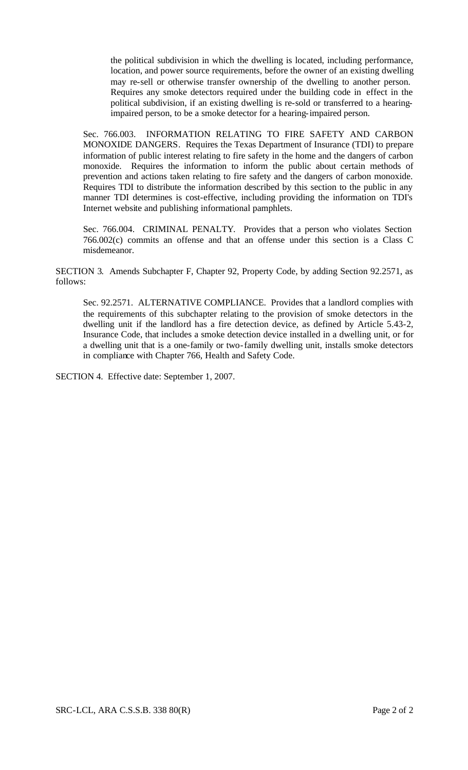the political subdivision in which the dwelling is located, including performance, location, and power source requirements, before the owner of an existing dwelling may re-sell or otherwise transfer ownership of the dwelling to another person. Requires any smoke detectors required under the building code in effect in the political subdivision, if an existing dwelling is re-sold or transferred to a hearing-impaired person, to be a smoke detector for a hearing-impaired person.

Sec. 766.003. INFORMATION RELATING TO FIRE SAFETY AND CARBON MONOXIDE DANGERS. Requires the Texas Department of Insurance (TDI) to prepare information of public interest relating to fire safety in the home and the dangers of carbon monoxide. Requires the information to inform the public about certain methods of prevention and actions taken relating to fire safety and the dangers of carbon monoxide. Requires TDI to distribute the information described by this section to the public in any manner TDI determines is cost-effective, including providing the information on TDI's Internet website and publishing informational pamphlets.

Sec. 766.004. CRIMINAL PENALTY. Provides that a person who violates Section 766.002(c) commits an offense and that an offense under this section is a Class C misdemeanor.

SECTION 3. Amends Subchapter F, Chapter 92, Property Code, by adding Section 92.2571, as follows:

Sec. 92.2571. ALTERNATIVE COMPLIANCE. Provides that a landlord complies with the requirements of this subchapter relating to the provision of smoke detectors in the dwelling unit if the landlord has a fire detection device, as defined by Article 5.43-2, Insurance Code, that includes a smoke detection device installed in a dwelling unit, or for a dwelling unit that is a one-family or two-family dwelling unit, installs smoke detectors in compliance with Chapter 766, Health and Safety Code.

SECTION 4. Effective date: September 1, 2007.